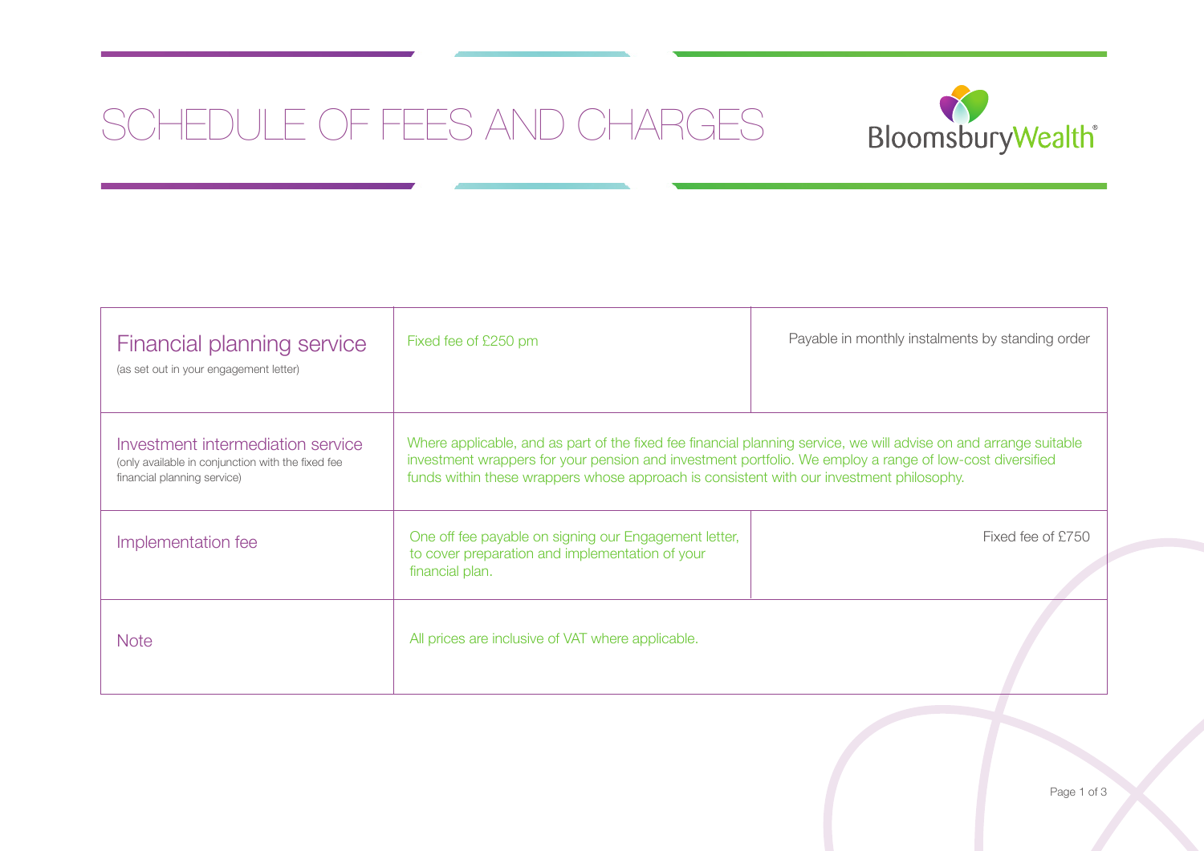# SCHEDULE OF FEES AND CHARGES

| | | |
|---|---|---|
| Financial planning service (as set out in your engagement letter) | Fixed fee of £250 pm | Payable in monthly instalments by standing order |
| Investment intermediation service (only available in conjunction with the fixed fee financial planning service) | Where applicable, and as part of the fixed fee financial planning service, we will advise on and arrange suitable investment wrappers for your pension and investment portfolio. We employ a range of low-cost diversified funds within these wrappers whose approach is consistent with our investment philosophy. | |
| Implementation fee | One off fee payable on signing our Engagement letter, to cover preparation and implementation of your financial plan. | Fixed fee of £750 |
| Note | All prices are inclusive of VAT where applicable. | |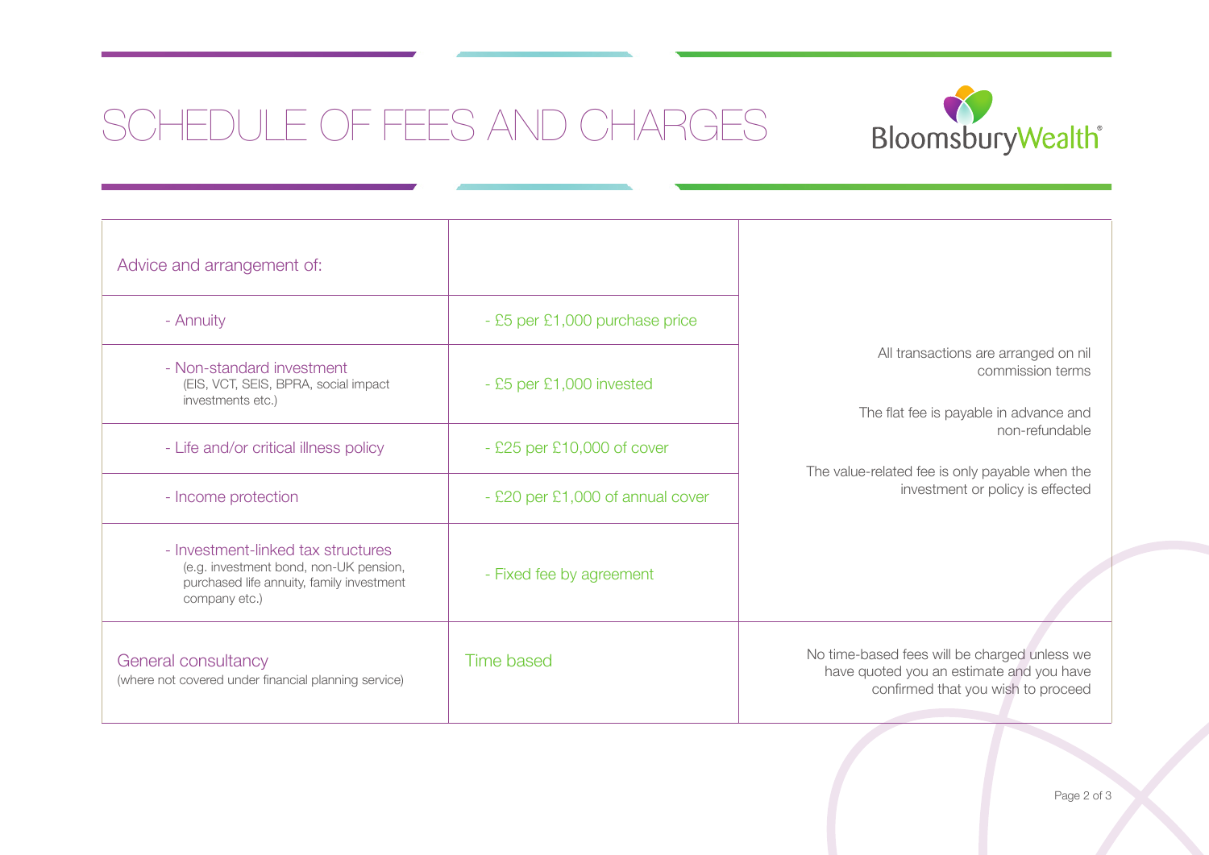# SCHEDULE OF FEES AND CHARGES

| Advice and arrangement of: | | |
|---|---|---|
| - Annuity | - £5 per £1,000 purchase price | All transactions are arranged on nil commission terms<br><br>The flat fee is payable in advance and non-refundable<br><br>The value-related fee is only payable when the investment or policy is effected |
| - Non-standard investment (EIS, VCT, SEIS, BPRA, social impact investments etc.) | - £5 per £1,000 invested | |
| - Life and/or critical illness policy | - £25 per £10,000 of cover | |
| - Income protection | - £20 per £1,000 of annual cover | |
| - Investment-linked tax structures (e.g. investment bond, non-UK pension, purchased life annuity, family investment company etc.) | - Fixed fee by agreement | |
| General consultancy (where not covered under financial planning service) | Time based | No time-based fees will be charged unless we have quoted you an estimate and you have confirmed that you wish to proceed |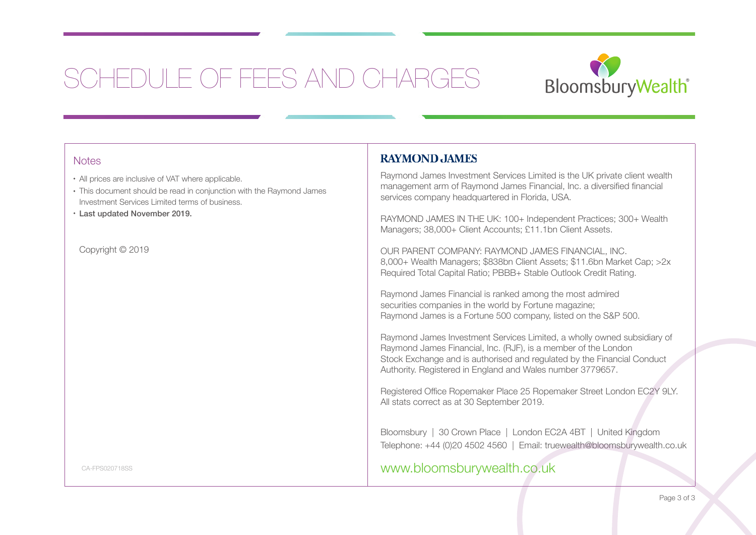# SCHEDULE OF FEES AND CHARGES

BloomsburyWealth®

## Notes

- All prices are inclusive of VAT where applicable.
- This document should be read in conjunction with the Raymond James Investment Services Limited terms of business.
- **Last updated November 2019.**

Copyright © 2019

CA-FPS020718SS

## RAYMOND JAMES

Raymond James Investment Services Limited is the UK private client wealth management arm of Raymond James Financial, Inc. a diversified financial services company headquartered in Florida, USA.

RAYMOND JAMES IN THE UK: 100+ Independent Practices; 300+ Wealth Managers; 38,000+ Client Accounts; £11.1bn Client Assets.

OUR PARENT COMPANY: RAYMOND JAMES FINANCIAL, INC. 8,000+ Wealth Managers; $838bn Client Assets; $11.6bn Market Cap; >2x Required Total Capital Ratio; PBBB+ Stable Outlook Credit Rating.

Raymond James Financial is ranked among the most admired securities companies in the world by Fortune magazine; Raymond James is a Fortune 500 company, listed on the S&P 500.

Raymond James Investment Services Limited, a wholly owned subsidiary of Raymond James Financial, Inc. (RJF), is a member of the London Stock Exchange and is authorised and regulated by the Financial Conduct Authority. Registered in England and Wales number 3779657.

Registered Office Ropemaker Place 25 Ropemaker Street London EC2Y 9LY. All stats correct as at 30 September 2019.

Bloomsbury | 30 Crown Place | London EC2A 4BT | United Kingdom
Telephone: +44 (0)20 4502 4560 | Email: truewealth@bloomsburywealth.co.uk

www.bloomsburywealth.co.uk